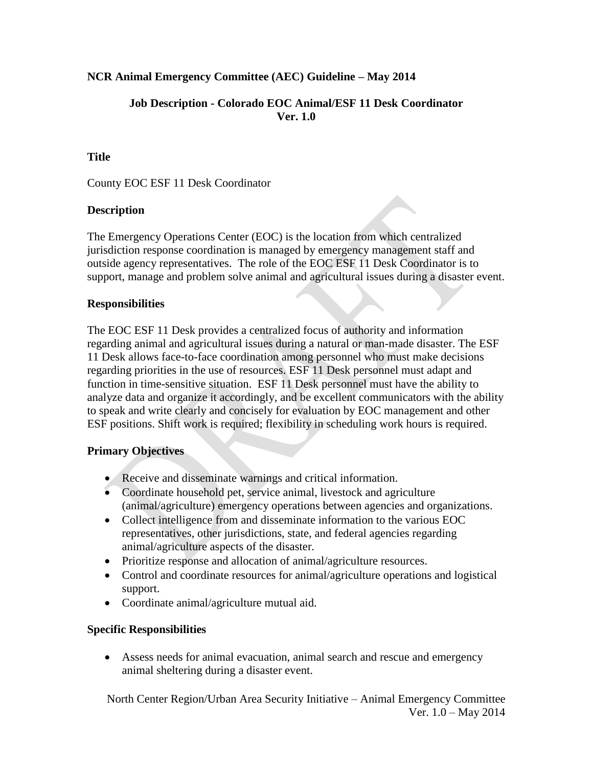**NCR Animal Emergency Committee (AEC) Guideline – May 2014**

**Job Description - Colorado EOC Animal/ESF 11 Desk Coordinator**
**Ver. 1.0**

### Title

County EOC ESF 11 Desk Coordinator

### Description

The Emergency Operations Center (EOC) is the location from which centralized jurisdiction response coordination is managed by emergency management staff and outside agency representatives. The role of the EOC ESF 11 Desk Coordinator is to support, manage and problem solve animal and agricultural issues during a disaster event.

### Responsibilities

The EOC ESF 11 Desk provides a centralized focus of authority and information regarding animal and agricultural issues during a natural or man-made disaster. The ESF 11 Desk allows face-to-face coordination among personnel who must make decisions regarding priorities in the use of resources. ESF 11 Desk personnel must adapt and function in time-sensitive situation. ESF 11 Desk personnel must have the ability to analyze data and organize it accordingly, and be excellent communicators with the ability to speak and write clearly and concisely for evaluation by EOC management and other ESF positions. Shift work is required; flexibility in scheduling work hours is required.

### Primary Objectives

- Receive and disseminate warnings and critical information.
- Coordinate household pet, service animal, livestock and agriculture (animal/agriculture) emergency operations between agencies and organizations.
- Collect intelligence from and disseminate information to the various EOC representatives, other jurisdictions, state, and federal agencies regarding animal/agriculture aspects of the disaster.
- Prioritize response and allocation of animal/agriculture resources.
- Control and coordinate resources for animal/agriculture operations and logistical support.
- Coordinate animal/agriculture mutual aid.

### Specific Responsibilities

- Assess needs for animal evacuation, animal search and rescue and emergency animal sheltering during a disaster event.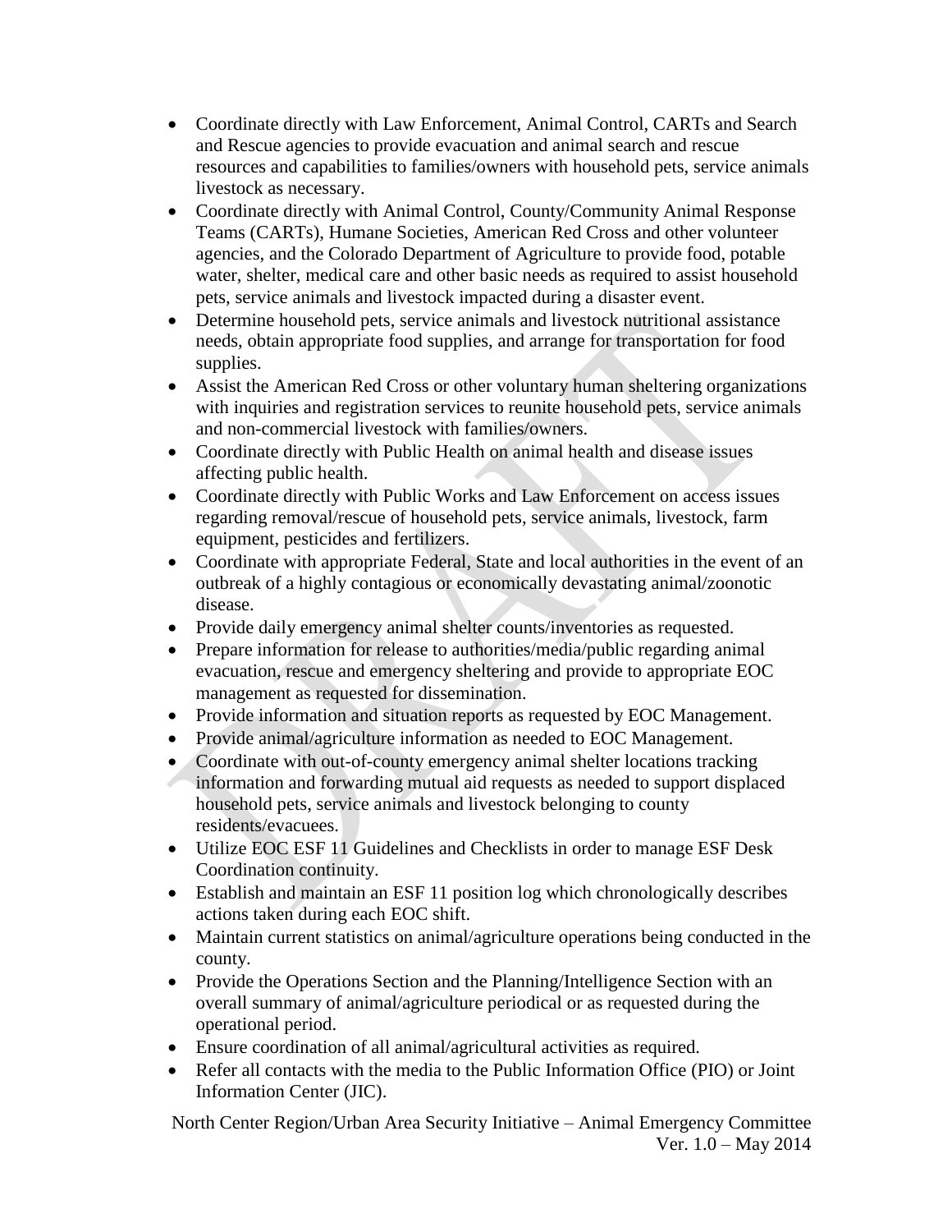- Coordinate directly with Law Enforcement, Animal Control, CARTs and Search and Rescue agencies to provide evacuation and animal search and rescue resources and capabilities to families/owners with household pets, service animals livestock as necessary.
- Coordinate directly with Animal Control, County/Community Animal Response Teams (CARTs), Humane Societies, American Red Cross and other volunteer agencies, and the Colorado Department of Agriculture to provide food, potable water, shelter, medical care and other basic needs as required to assist household pets, service animals and livestock impacted during a disaster event.
- Determine household pets, service animals and livestock nutritional assistance needs, obtain appropriate food supplies, and arrange for transportation for food supplies.
- Assist the American Red Cross or other voluntary human sheltering organizations with inquiries and registration services to reunite household pets, service animals and non-commercial livestock with families/owners.
- Coordinate directly with Public Health on animal health and disease issues affecting public health.
- Coordinate directly with Public Works and Law Enforcement on access issues regarding removal/rescue of household pets, service animals, livestock, farm equipment, pesticides and fertilizers.
- Coordinate with appropriate Federal, State and local authorities in the event of an outbreak of a highly contagious or economically devastating animal/zoonotic disease.
- Provide daily emergency animal shelter counts/inventories as requested.
- Prepare information for release to authorities/media/public regarding animal evacuation, rescue and emergency sheltering and provide to appropriate EOC management as requested for dissemination.
- Provide information and situation reports as requested by EOC Management.
- Provide animal/agriculture information as needed to EOC Management.
- Coordinate with out-of-county emergency animal shelter locations tracking information and forwarding mutual aid requests as needed to support displaced household pets, service animals and livestock belonging to county residents/evacuees.
- Utilize EOC ESF 11 Guidelines and Checklists in order to manage ESF Desk Coordination continuity.
- Establish and maintain an ESF 11 position log which chronologically describes actions taken during each EOC shift.
- Maintain current statistics on animal/agriculture operations being conducted in the county.
- Provide the Operations Section and the Planning/Intelligence Section with an overall summary of animal/agriculture periodical or as requested during the operational period.
- Ensure coordination of all animal/agricultural activities as required.
- Refer all contacts with the media to the Public Information Office (PIO) or Joint Information Center (JIC).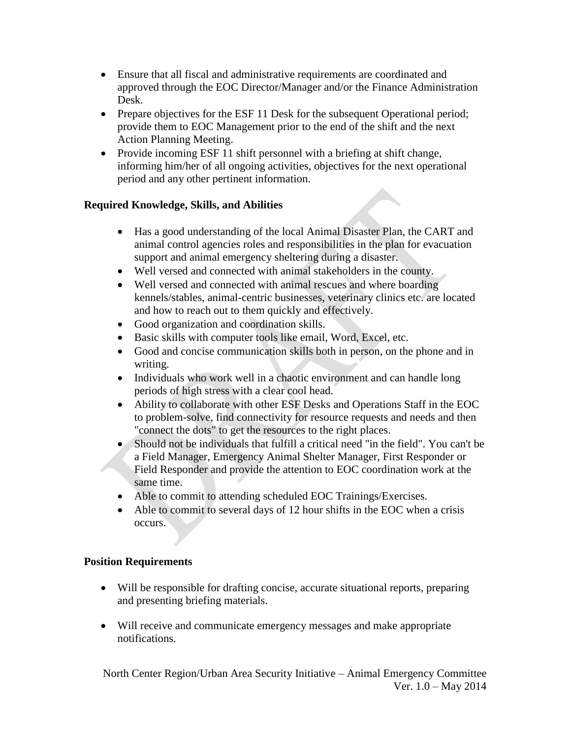- Ensure that all fiscal and administrative requirements are coordinated and approved through the EOC Director/Manager and/or the Finance Administration Desk.
- Prepare objectives for the ESF 11 Desk for the subsequent Operational period; provide them to EOC Management prior to the end of the shift and the next Action Planning Meeting.
- Provide incoming ESF 11 shift personnel with a briefing at shift change, informing him/her of all ongoing activities, objectives for the next operational period and any other pertinent information.

**Required Knowledge, Skills, and Abilities**

- Has a good understanding of the local Animal Disaster Plan, the CART and animal control agencies roles and responsibilities in the plan for evacuation support and animal emergency sheltering during a disaster.
- Well versed and connected with animal stakeholders in the county.
- Well versed and connected with animal rescues and where boarding kennels/stables, animal-centric businesses, veterinary clinics etc. are located and how to reach out to them quickly and effectively.
- Good organization and coordination skills.
- Basic skills with computer tools like email, Word, Excel, etc.
- Good and concise communication skills both in person, on the phone and in writing.
- Individuals who work well in a chaotic environment and can handle long periods of high stress with a clear cool head.
- Ability to collaborate with other ESF Desks and Operations Staff in the EOC to problem-solve, find connectivity for resource requests and needs and then "connect the dots" to get the resources to the right places.
- Should not be individuals that fulfill a critical need "in the field". You can't be a Field Manager, Emergency Animal Shelter Manager, First Responder or Field Responder and provide the attention to EOC coordination work at the same time.
- Able to commit to attending scheduled EOC Trainings/Exercises.
- Able to commit to several days of 12 hour shifts in the EOC when a crisis occurs.

**Position Requirements**

- Will be responsible for drafting concise, accurate situational reports, preparing and presenting briefing materials.
- Will receive and communicate emergency messages and make appropriate notifications.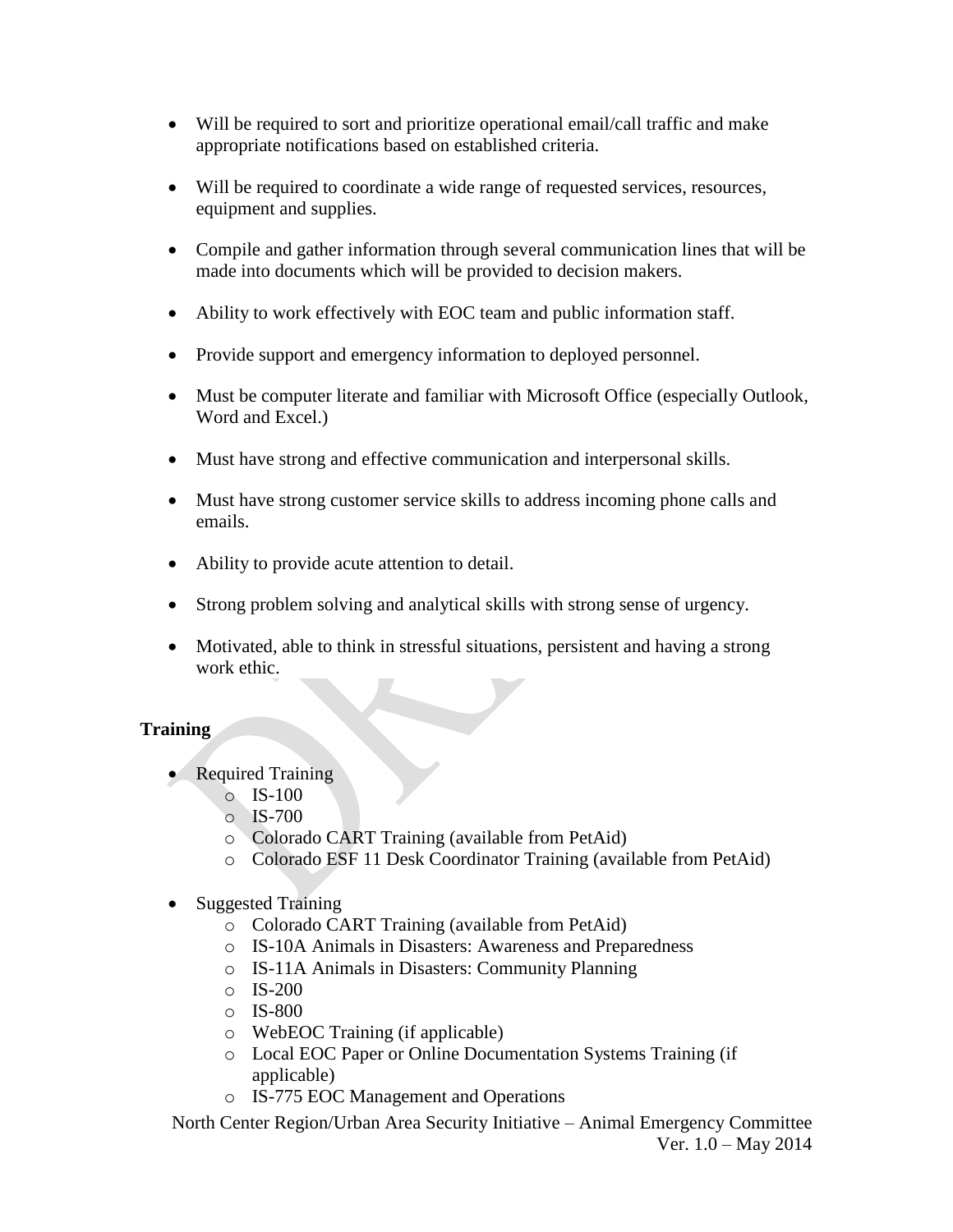- Will be required to sort and prioritize operational email/call traffic and make appropriate notifications based on established criteria.
- Will be required to coordinate a wide range of requested services, resources, equipment and supplies.
- Compile and gather information through several communication lines that will be made into documents which will be provided to decision makers.
- Ability to work effectively with EOC team and public information staff.
- Provide support and emergency information to deployed personnel.
- Must be computer literate and familiar with Microsoft Office (especially Outlook, Word and Excel.)
- Must have strong and effective communication and interpersonal skills.
- Must have strong customer service skills to address incoming phone calls and emails.
- Ability to provide acute attention to detail.
- Strong problem solving and analytical skills with strong sense of urgency.
- Motivated, able to think in stressful situations, persistent and having a strong work ethic.

**Training**

- Required Training
  - IS-100
  - IS-700
  - Colorado CART Training (available from PetAid)
  - Colorado ESF 11 Desk Coordinator Training (available from PetAid)
- Suggested Training
  - Colorado CART Training (available from PetAid)
  - IS-10A Animals in Disasters: Awareness and Preparedness
  - IS-11A Animals in Disasters: Community Planning
  - IS-200
  - IS-800
  - WebEOC Training (if applicable)
  - Local EOC Paper or Online Documentation Systems Training (if applicable)
  - IS-775 EOC Management and Operations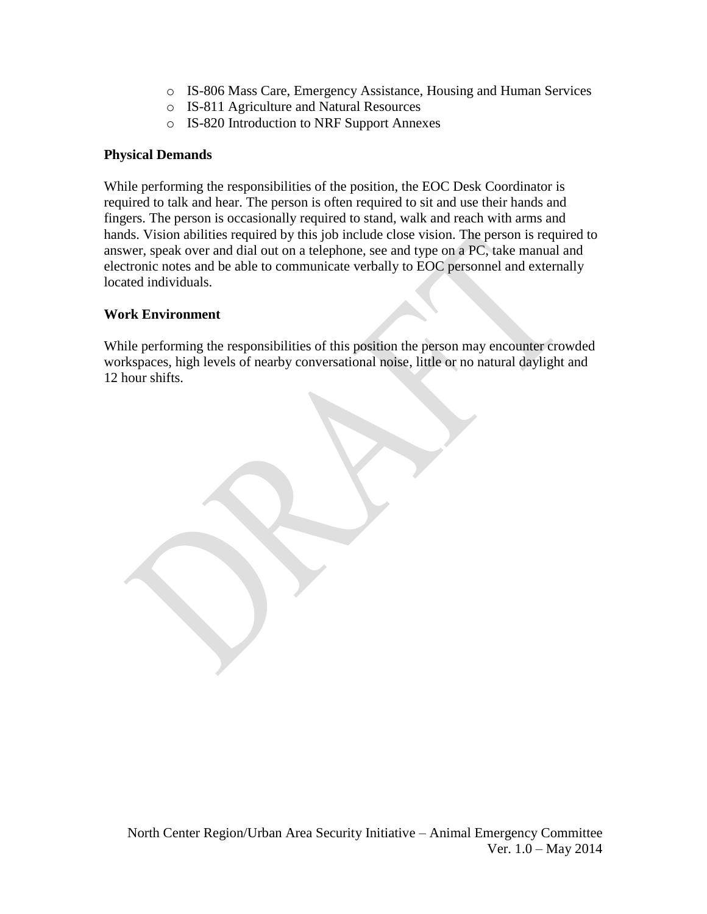- IS-806 Mass Care, Emergency Assistance, Housing and Human Services
- IS-811 Agriculture and Natural Resources
- IS-820 Introduction to NRF Support Annexes

**Physical Demands**

While performing the responsibilities of the position, the EOC Desk Coordinator is required to talk and hear. The person is often required to sit and use their hands and fingers. The person is occasionally required to stand, walk and reach with arms and hands. Vision abilities required by this job include close vision. The person is required to answer, speak over and dial out on a telephone, see and type on a PC, take manual and electronic notes and be able to communicate verbally to EOC personnel and externally located individuals.

**Work Environment**

While performing the responsibilities of this position the person may encounter crowded workspaces, high levels of nearby conversational noise, little or no natural daylight and 12 hour shifts.